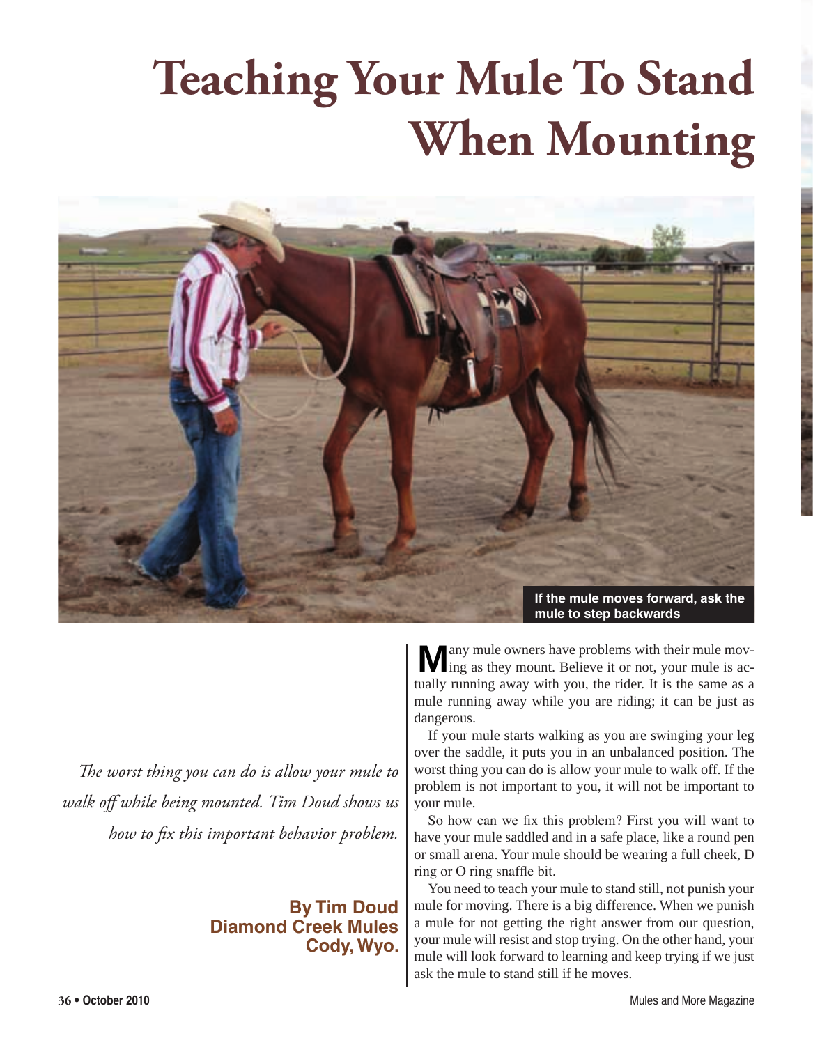# Teaching Your Mule To Stand When Mounting

If the mule moves forward, ask the mule to step backwards

*The worst thing you can do is allow your mule to walk off while being mounted. Tim Doud shows us how to fix this important behavior problem.*

**By Tim Doud**
**Diamond Creek Mules**
**Cody, Wyo.**

Many mule owners have problems with their mule moving as they mount. Believe it or not, your mule is actually running away with you, the rider. It is the same as a mule running away while you are riding; it can be just as dangerous.

If your mule starts walking as you are swinging your leg over the saddle, it puts you in an unbalanced position. The worst thing you can do is allow your mule to walk off. If the problem is not important to you, it will not be important to your mule.

So how can we fix this problem? First you will want to have your mule saddled and in a safe place, like a round pen or small arena. Your mule should be wearing a full cheek, D ring or O ring snaffle bit.

You need to teach your mule to stand still, not punish your mule for moving. There is a big difference. When we punish a mule for not getting the right answer from our question, your mule will resist and stop trying. On the other hand, your mule will look forward to learning and keep trying if we just ask the mule to stand still if he moves.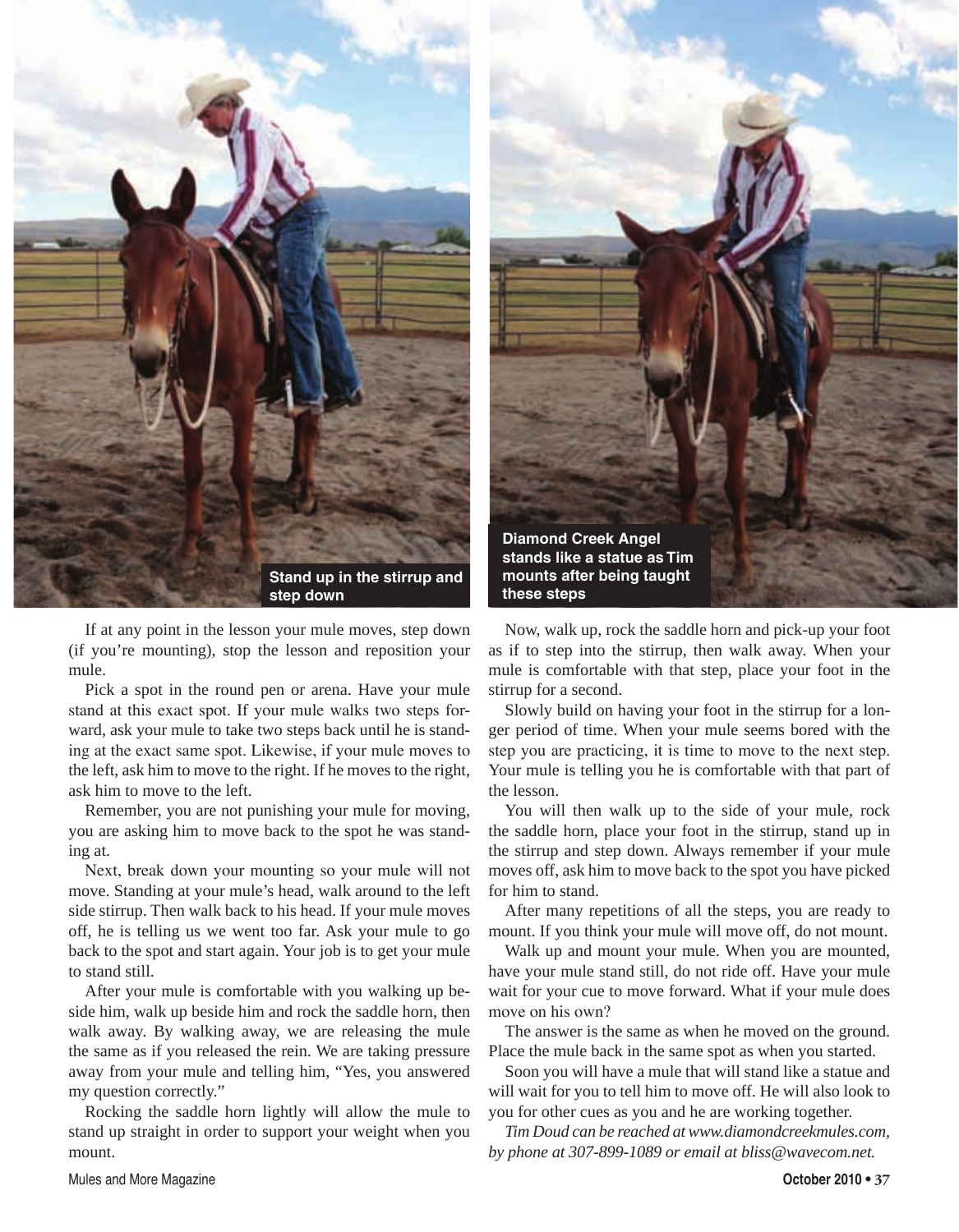Stand up in the stirrup and step down

Diamond Creek Angel stands like a statue as Tim mounts after being taught these steps

If at any point in the lesson your mule moves, step down (if you're mounting), stop the lesson and reposition your mule.

Pick a spot in the round pen or arena. Have your mule stand at this exact spot. If your mule walks two steps forward, ask your mule to take two steps back until he is standing at the exact same spot. Likewise, if your mule moves to the left, ask him to move to the right. If he moves to the right, ask him to move to the left.

Remember, you are not punishing your mule for moving, you are asking him to move back to the spot he was standing at.

Next, break down your mounting so your mule will not move. Standing at your mule's head, walk around to the left side stirrup. Then walk back to his head. If your mule moves off, he is telling us we went too far. Ask your mule to go back to the spot and start again. Your job is to get your mule to stand still.

After your mule is comfortable with you walking up beside him, walk up beside him and rock the saddle horn, then walk away. By walking away, we are releasing the mule the same as if you released the rein. We are taking pressure away from your mule and telling him, "Yes, you answered my question correctly."

Rocking the saddle horn lightly will allow the mule to stand up straight in order to support your weight when you mount.

Now, walk up, rock the saddle horn and pick-up your foot as if to step into the stirrup, then walk away. When your mule is comfortable with that step, place your foot in the stirrup for a second.

Slowly build on having your foot in the stirrup for a longer period of time. When your mule seems bored with the step you are practicing, it is time to move to the next step. Your mule is telling you he is comfortable with that part of the lesson.

You will then walk up to the side of your mule, rock the saddle horn, place your foot in the stirrup, stand up in the stirrup and step down. Always remember if your mule moves off, ask him to move back to the spot you have picked for him to stand.

After many repetitions of all the steps, you are ready to mount. If you think your mule will move off, do not mount.

Walk up and mount your mule. When you are mounted, have your mule stand still, do not ride off. Have your mule wait for your cue to move forward. What if your mule does move on his own?

The answer is the same as when he moved on the ground. Place the mule back in the same spot as when you started.

Soon you will have a mule that will stand like a statue and will wait for you to tell him to move off. He will also look to you for other cues as you and he are working together.

*Tim Doud can be reached at www.diamondcreekmules.com, by phone at 307-899-1089 or email at bliss@wavecom.net.*